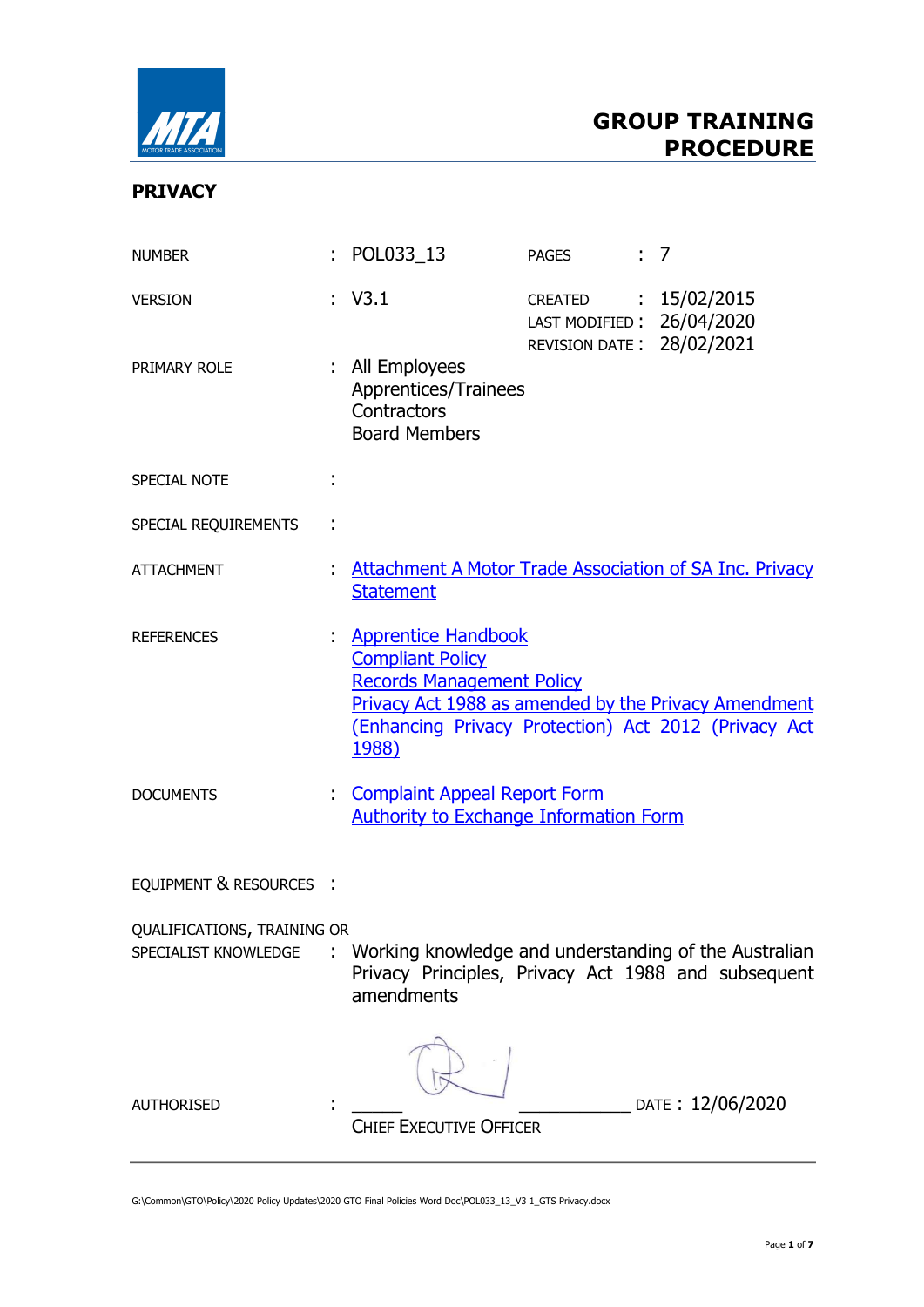# GROUP TRAINING PROCEDURE

## PRIVACY

| | | | |
|---|---|---|---|
| NUMBER | : POL033_13 | PAGES | : 7 |
| VERSION | : V3.1 | CREATED<br>LAST MODIFIED<br>REVISION DATE | : 15/02/2015<br>: 26/04/2020<br>: 28/02/2021 |

PRIMARY ROLE : All Employees
Apprentices/Trainees
Contractors
Board Members

SPECIAL NOTE :

SPECIAL REQUIREMENTS :

ATTACHMENT : Attachment A Motor Trade Association of SA Inc. Privacy Statement

REFERENCES : Apprentice Handbook
Compliant Policy
Records Management Policy
Privacy Act 1988 as amended by the Privacy Amendment (Enhancing Privacy Protection) Act 2012 (Privacy Act 1988)

DOCUMENTS : Complaint Appeal Report Form
Authority to Exchange Information Form

EQUIPMENT & RESOURCES :

QUALIFICATIONS, TRAINING OR SPECIALIST KNOWLEDGE : Working knowledge and understanding of the Australian Privacy Principles, Privacy Act 1988 and subsequent amendments

AUTHORISED : ______________________ DATE : 12/06/2020
CHIEF EXECUTIVE OFFICER

G:\Common\GTO\Policy\2020 Policy Updates\2020 GTO Final Policies Word Doc\POL033_13_V3 1_GTS Privacy.docx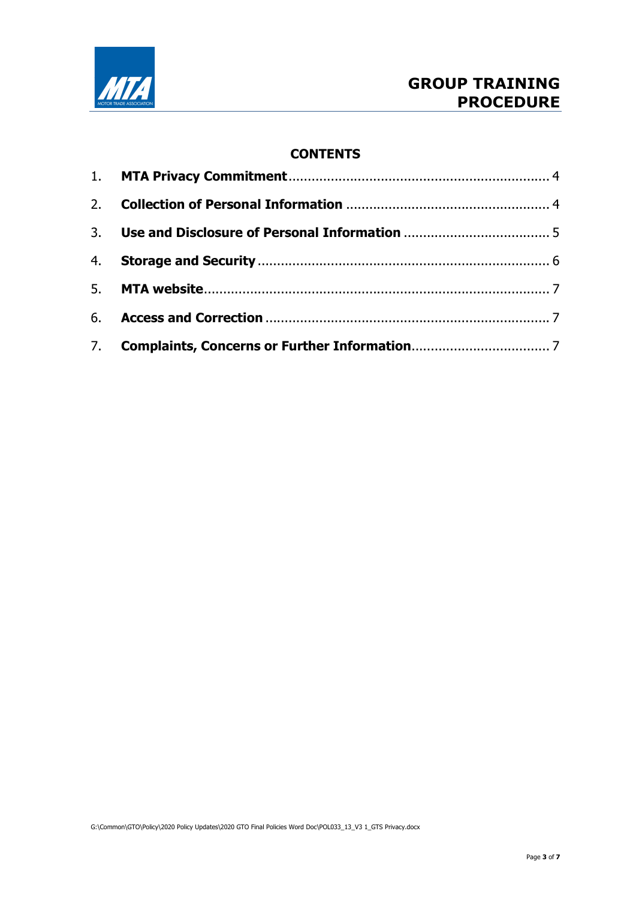## CONTENTS

1. **MTA Privacy Commitment** .................................................................. 4
2. **Collection of Personal Information** .................................................. 4
3. **Use and Disclosure of Personal Information** .................................... 5
4. **Storage and Security** ......................................................................... 6
5. **MTA website** ....................................................................................... 7
6. **Access and Correction** ....................................................................... 7
7. **Complaints, Concerns or Further Information** .................................. 7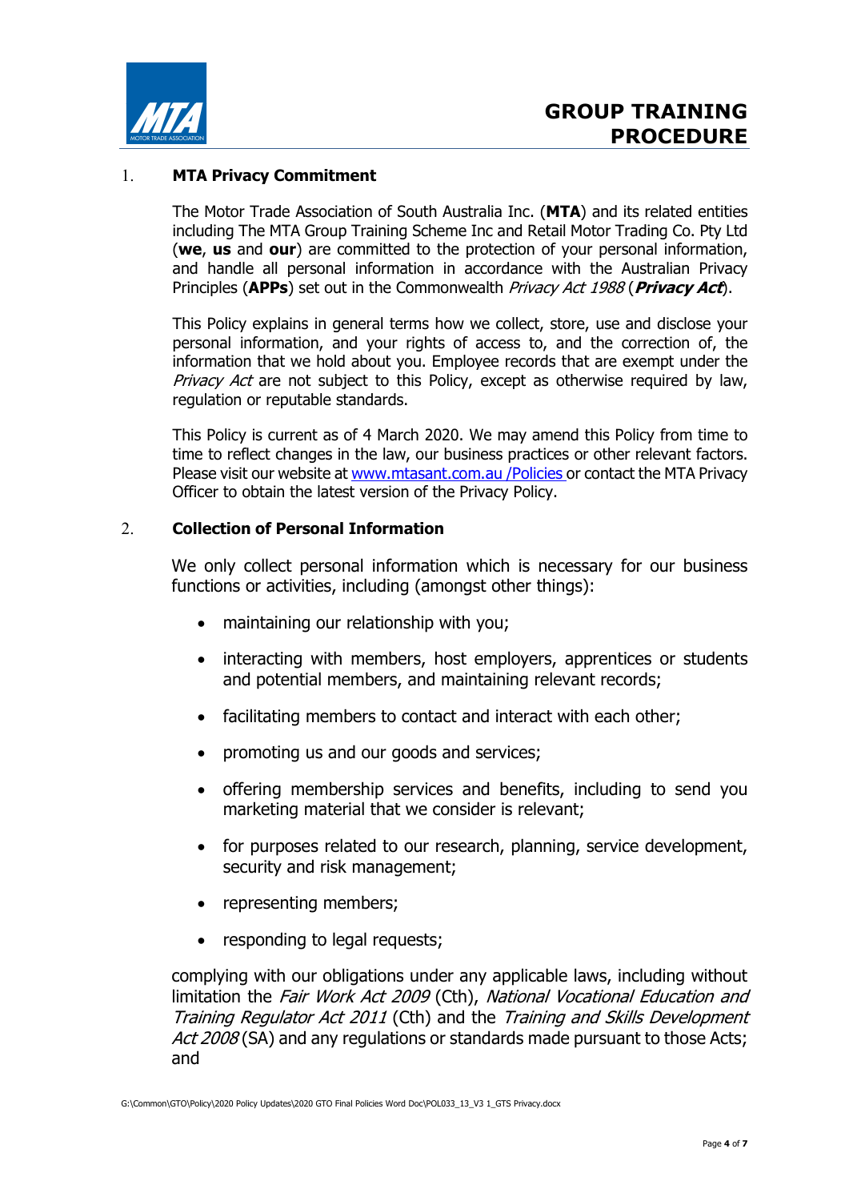## 1. MTA Privacy Commitment

The Motor Trade Association of South Australia Inc. (**MTA**) and its related entities including The MTA Group Training Scheme Inc and Retail Motor Trading Co. Pty Ltd (**we**, **us** and **our**) are committed to the protection of your personal information, and handle all personal information in accordance with the Australian Privacy Principles (**APPs**) set out in the Commonwealth *Privacy Act 1988* (***Privacy Act***).

This Policy explains in general terms how we collect, store, use and disclose your personal information, and your rights of access to, and the correction of, the information that we hold about you. Employee records that are exempt under the *Privacy Act* are not subject to this Policy, except as otherwise required by law, regulation or reputable standards.

This Policy is current as of 4 March 2020. We may amend this Policy from time to time to reflect changes in the law, our business practices or other relevant factors. Please visit our website at www.mtasant.com.au /Policies or contact the MTA Privacy Officer to obtain the latest version of the Privacy Policy.

## 2. Collection of Personal Information

We only collect personal information which is necessary for our business functions or activities, including (amongst other things):

- maintaining our relationship with you;
- interacting with members, host employers, apprentices or students and potential members, and maintaining relevant records;
- facilitating members to contact and interact with each other;
- promoting us and our goods and services;
- offering membership services and benefits, including to send you marketing material that we consider is relevant;
- for purposes related to our research, planning, service development, security and risk management;
- representing members;
- responding to legal requests;

complying with our obligations under any applicable laws, including without limitation the *Fair Work Act 2009* (Cth), *National Vocational Education and Training Regulator Act 2011* (Cth) and the *Training and Skills Development Act 2008* (SA) and any regulations or standards made pursuant to those Acts; and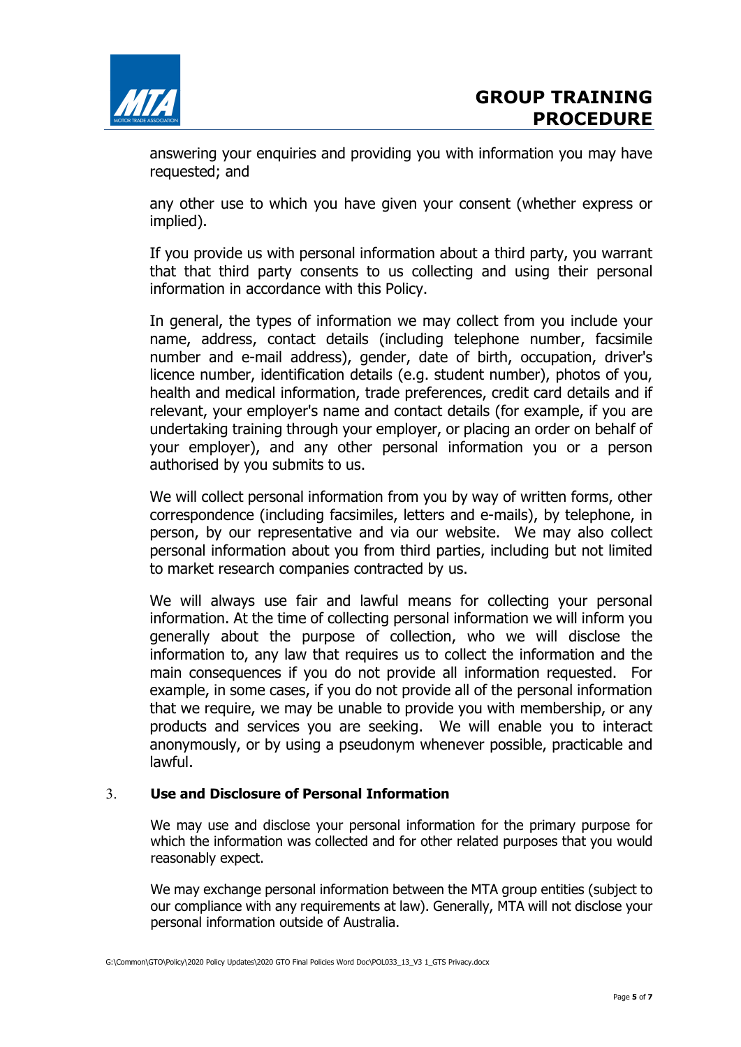answering your enquiries and providing you with information you may have requested; and

any other use to which you have given your consent (whether express or implied).

If you provide us with personal information about a third party, you warrant that that third party consents to us collecting and using their personal information in accordance with this Policy.

In general, the types of information we may collect from you include your name, address, contact details (including telephone number, facsimile number and e-mail address), gender, date of birth, occupation, driver's licence number, identification details (e.g. student number), photos of you, health and medical information, trade preferences, credit card details and if relevant, your employer's name and contact details (for example, if you are undertaking training through your employer, or placing an order on behalf of your employer), and any other personal information you or a person authorised by you submits to us.

We will collect personal information from you by way of written forms, other correspondence (including facsimiles, letters and e-mails), by telephone, in person, by our representative and via our website. We may also collect personal information about you from third parties, including but not limited to market research companies contracted by us.

We will always use fair and lawful means for collecting your personal information. At the time of collecting personal information we will inform you generally about the purpose of collection, who we will disclose the information to, any law that requires us to collect the information and the main consequences if you do not provide all information requested. For example, in some cases, if you do not provide all of the personal information that we require, we may be unable to provide you with membership, or any products and services you are seeking. We will enable you to interact anonymously, or by using a pseudonym whenever possible, practicable and lawful.

## 3. Use and Disclosure of Personal Information

We may use and disclose your personal information for the primary purpose for which the information was collected and for other related purposes that you would reasonably expect.

We may exchange personal information between the MTA group entities (subject to our compliance with any requirements at law). Generally, MTA will not disclose your personal information outside of Australia.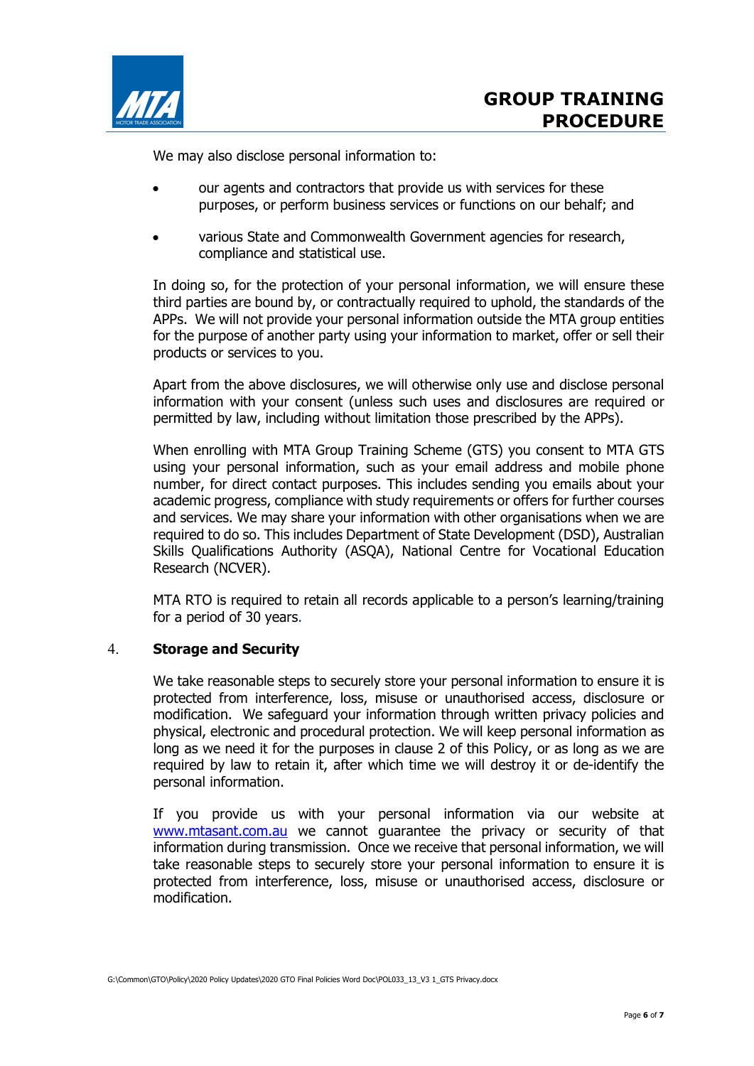We may also disclose personal information to:

- our agents and contractors that provide us with services for these purposes, or perform business services or functions on our behalf; and
- various State and Commonwealth Government agencies for research, compliance and statistical use.

In doing so, for the protection of your personal information, we will ensure these third parties are bound by, or contractually required to uphold, the standards of the APPs. We will not provide your personal information outside the MTA group entities for the purpose of another party using your information to market, offer or sell their products or services to you.

Apart from the above disclosures, we will otherwise only use and disclose personal information with your consent (unless such uses and disclosures are required or permitted by law, including without limitation those prescribed by the APPs).

When enrolling with MTA Group Training Scheme (GTS) you consent to MTA GTS using your personal information, such as your email address and mobile phone number, for direct contact purposes. This includes sending you emails about your academic progress, compliance with study requirements or offers for further courses and services. We may share your information with other organisations when we are required to do so. This includes Department of State Development (DSD), Australian Skills Qualifications Authority (ASQA), National Centre for Vocational Education Research (NCVER).

MTA RTO is required to retain all records applicable to a person's learning/training for a period of 30 years.

## 4. Storage and Security

We take reasonable steps to securely store your personal information to ensure it is protected from interference, loss, misuse or unauthorised access, disclosure or modification. We safeguard your information through written privacy policies and physical, electronic and procedural protection. We will keep personal information as long as we need it for the purposes in clause 2 of this Policy, or as long as we are required by law to retain it, after which time we will destroy it or de-identify the personal information.

If you provide us with your personal information via our website at www.mtasant.com.au we cannot guarantee the privacy or security of that information during transmission. Once we receive that personal information, we will take reasonable steps to securely store your personal information to ensure it is protected from interference, loss, misuse or unauthorised access, disclosure or modification.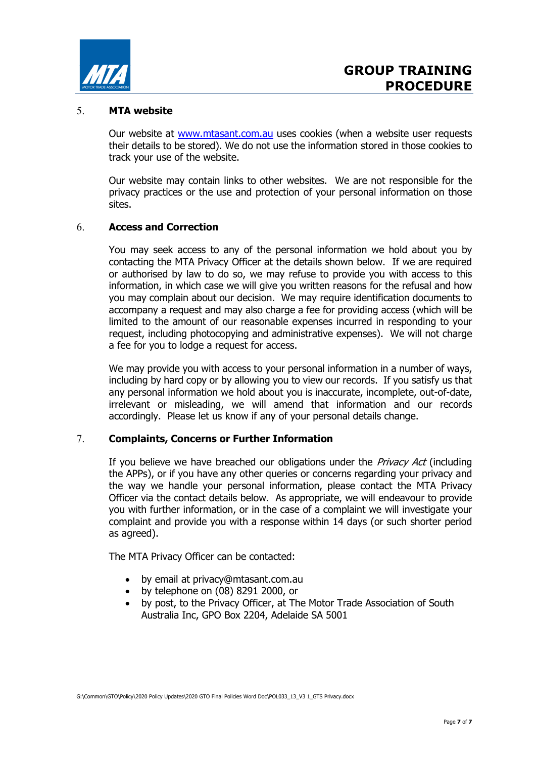## 5. MTA website

Our website at [www.mtasant.com.au](www.mtasant.com.au) uses cookies (when a website user requests their details to be stored). We do not use the information stored in those cookies to track your use of the website.

Our website may contain links to other websites. We are not responsible for the privacy practices or the use and protection of your personal information on those sites.

## 6. Access and Correction

You may seek access to any of the personal information we hold about you by contacting the MTA Privacy Officer at the details shown below. If we are required or authorised by law to do so, we may refuse to provide you with access to this information, in which case we will give you written reasons for the refusal and how you may complain about our decision. We may require identification documents to accompany a request and may also charge a fee for providing access (which will be limited to the amount of our reasonable expenses incurred in responding to your request, including photocopying and administrative expenses). We will not charge a fee for you to lodge a request for access.

We may provide you with access to your personal information in a number of ways, including by hard copy or by allowing you to view our records. If you satisfy us that any personal information we hold about you is inaccurate, incomplete, out-of-date, irrelevant or misleading, we will amend that information and our records accordingly. Please let us know if any of your personal details change.

## 7. Complaints, Concerns or Further Information

If you believe we have breached our obligations under the *Privacy Act* (including the APPs), or if you have any other queries or concerns regarding your privacy and the way we handle your personal information, please contact the MTA Privacy Officer via the contact details below. As appropriate, we will endeavour to provide you with further information, or in the case of a complaint we will investigate your complaint and provide you with a response within 14 days (or such shorter period as agreed).

The MTA Privacy Officer can be contacted:

- by email at privacy@mtasant.com.au
- by telephone on (08) 8291 2000, or
- by post, to the Privacy Officer, at The Motor Trade Association of South Australia Inc, GPO Box 2204, Adelaide SA 5001

G:\Common\GTO\Policy\2020 Policy Updates\2020 GTO Final Policies Word Doc\POL033_13_V3 1_GTS Privacy.docx